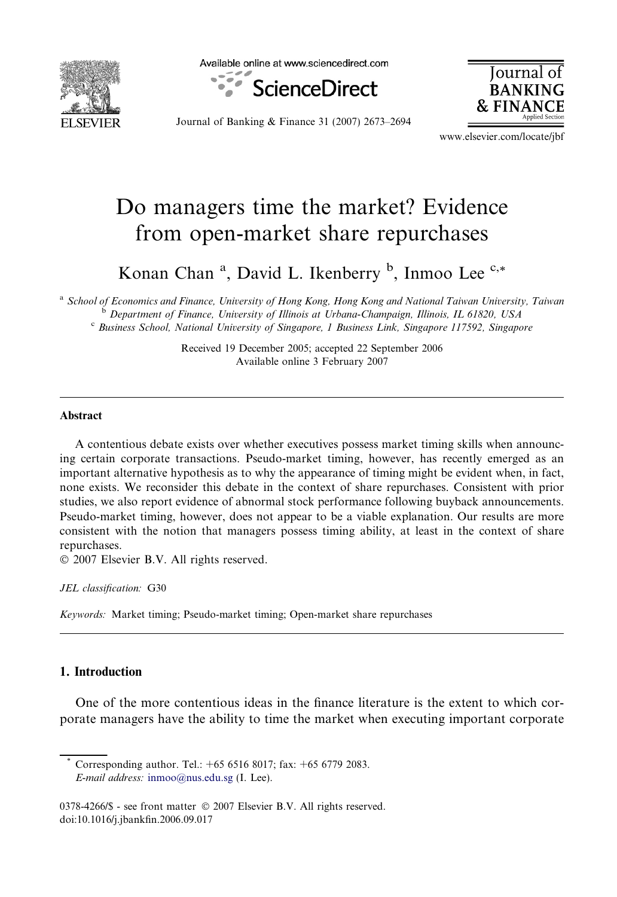# Do managers time the market? Evidence from open-market share repurchases

Konan Chan [a], David L. Ikenberry [b], Inmoo Lee [c,*]

[a] School of Economics and Finance, University of Hong Kong, Hong Kong and National Taiwan University, Taiwan
[b] Department of Finance, University of Illinois at Urbana-Champaign, Illinois, IL 61820, USA
[c] Business School, National University of Singapore, 1 Business Link, Singapore 117592, Singapore

Received 19 December 2005; accepted 22 September 2006
Available online 3 February 2007

## Abstract

A contentious debate exists over whether executives possess market timing skills when announcing certain corporate transactions. Pseudo-market timing, however, has recently emerged as an important alternative hypothesis as to why the appearance of timing might be evident when, in fact, none exists. We reconsider this debate in the context of share repurchases. Consistent with prior studies, we also report evidence of abnormal stock performance following buyback announcements. Pseudo-market timing, however, does not appear to be a viable explanation. Our results are more consistent with the notion that managers possess timing ability, at least in the context of share repurchases.

© 2007 Elsevier B.V. All rights reserved.

*JEL classification:* G30

*Keywords:* Market timing; Pseudo-market timing; Open-market share repurchases

## 1. Introduction

One of the more contentious ideas in the finance literature is the extent to which corporate managers have the ability to time the market when executing important corporate

* Corresponding author. Tel.: +65 6516 8017; fax: +65 6779 2083.
*E-mail address:* inmoo@nus.edu.sg (I. Lee).

0378-4266/$ - see front matter © 2007 Elsevier B.V. All rights reserved.
doi:10.1016/j.jbankfin.2006.09.017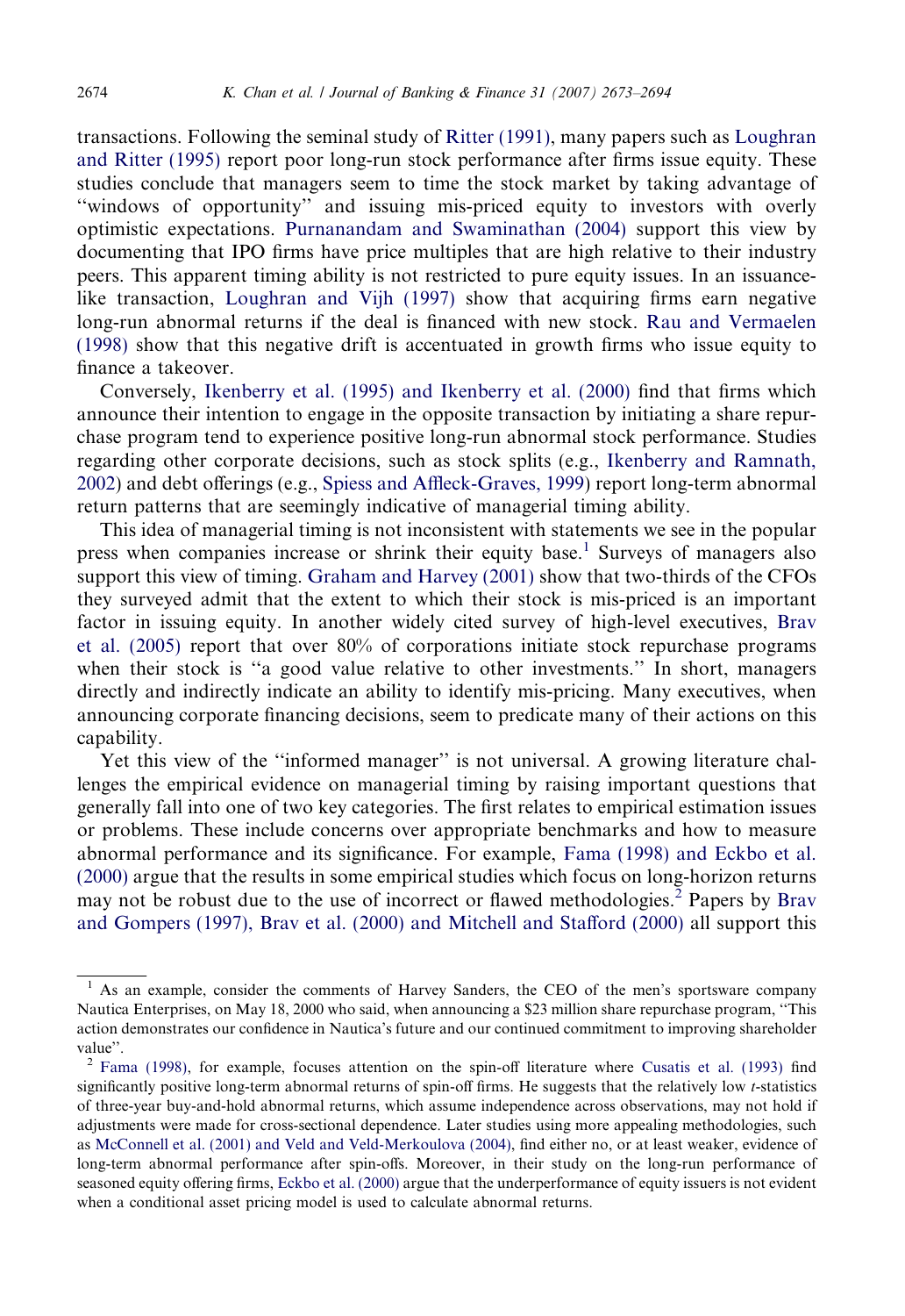transactions. Following the seminal study of Ritter (1991), many papers such as Loughran and Ritter (1995) report poor long-run stock performance after firms issue equity. These studies conclude that managers seem to time the stock market by taking advantage of "windows of opportunity" and issuing mis-priced equity to investors with overly optimistic expectations. Purnanandam and Swaminathan (2004) support this view by documenting that IPO firms have price multiples that are high relative to their industry peers. This apparent timing ability is not restricted to pure equity issues. In an issuance-like transaction, Loughran and Vijh (1997) show that acquiring firms earn negative long-run abnormal returns if the deal is financed with new stock. Rau and Vermaelen (1998) show that this negative drift is accentuated in growth firms who issue equity to finance a takeover.

Conversely, Ikenberry et al. (1995) and Ikenberry et al. (2000) find that firms which announce their intention to engage in the opposite transaction by initiating a share repurchase program tend to experience positive long-run abnormal stock performance. Studies regarding other corporate decisions, such as stock splits (e.g., Ikenberry and Ramnath, 2002) and debt offerings (e.g., Spiess and Affleck-Graves, 1999) report long-term abnormal return patterns that are seemingly indicative of managerial timing ability.

This idea of managerial timing is not inconsistent with statements we see in the popular press when companies increase or shrink their equity base.[1] Surveys of managers also support this view of timing. Graham and Harvey (2001) show that two-thirds of the CFOs they surveyed admit that the extent to which their stock is mis-priced is an important factor in issuing equity. In another widely cited survey of high-level executives, Brav et al. (2005) report that over 80% of corporations initiate stock repurchase programs when their stock is "a good value relative to other investments." In short, managers directly and indirectly indicate an ability to identify mis-pricing. Many executives, when announcing corporate financing decisions, seem to predicate many of their actions on this capability.

Yet this view of the "informed manager" is not universal. A growing literature challenges the empirical evidence on managerial timing by raising important questions that generally fall into one of two key categories. The first relates to empirical estimation issues or problems. These include concerns over appropriate benchmarks and how to measure abnormal performance and its significance. For example, Fama (1998) and Eckbo et al. (2000) argue that the results in some empirical studies which focus on long-horizon returns may not be robust due to the use of incorrect or flawed methodologies.[2] Papers by Brav and Gompers (1997), Brav et al. (2000) and Mitchell and Stafford (2000) all support this

---

[1] As an example, consider the comments of Harvey Sanders, the CEO of the men's sportsware company Nautica Enterprises, on May 18, 2000 who said, when announcing a $23 million share repurchase program, "This action demonstrates our confidence in Nautica's future and our continued commitment to improving shareholder value".

[2] Fama (1998), for example, focuses attention on the spin-off literature where Cusatis et al. (1993) find significantly positive long-term abnormal returns of spin-off firms. He suggests that the relatively low $t$-statistics of three-year buy-and-hold abnormal returns, which assume independence across observations, may not hold if adjustments were made for cross-sectional dependence. Later studies using more appealing methodologies, such as McConnell et al. (2001) and Veld and Veld-Merkoulova (2004), find either no, or at least weaker, evidence of long-term abnormal performance after spin-offs. Moreover, in their study on the long-run performance of seasoned equity offering firms, Eckbo et al. (2000) argue that the underperformance of equity issuers is not evident when a conditional asset pricing model is used to calculate abnormal returns.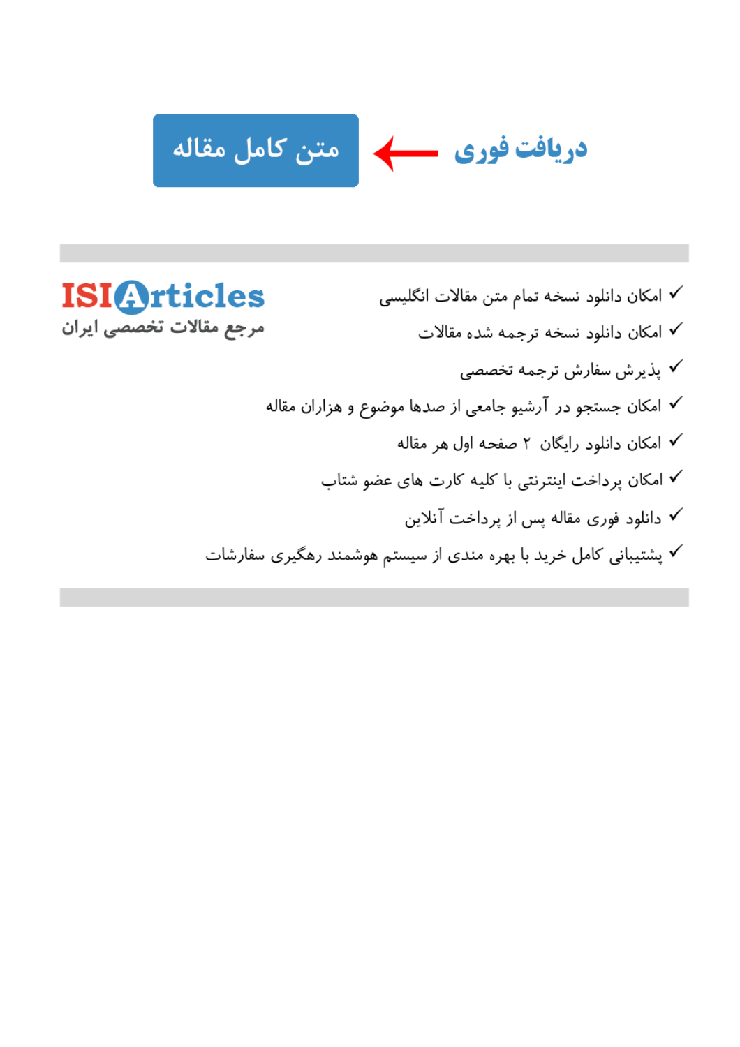دریافت فوری ← متن کامل مقاله

ISIArticles
مرجع مقالات تخصصی ایران

- ✓ امکان دانلود نسخه تمام متن مقالات انگلیسی
- ✓ امکان دانلود نسخه ترجمه شده مقالات
- ✓ پذیرش سفارش ترجمه تخصصی
- ✓ امکان جستجو در آرشیو جامعی از صدها موضوع و هزاران مقاله
- ✓ امکان دانلود رایگان ۲ صفحه اول هر مقاله
- ✓ امکان پرداخت اینترنتی با کلیه کارت های عضو شتاب
- ✓ دانلود فوری مقاله پس از پرداخت آنلاین
- ✓ پشتیبانی کامل خرید با بهره مندی از سیستم هوشمند رهگیری سفارشات